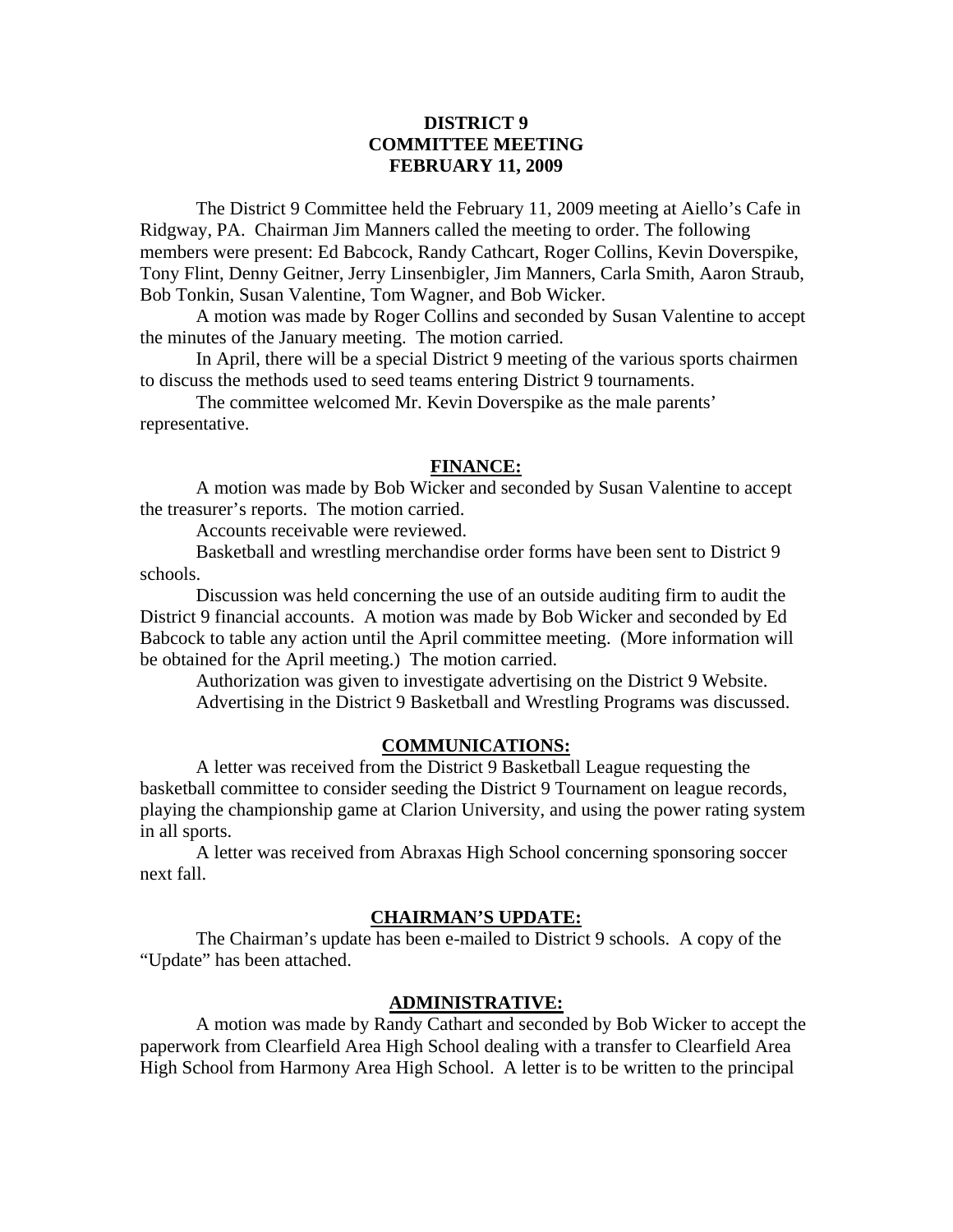**DISTRICT 9**
**COMMITTEE MEETING**
**FEBRUARY 11, 2009**

The District 9 Committee held the February 11, 2009 meeting at Aiello's Cafe in Ridgway, PA. Chairman Jim Manners called the meeting to order. The following members were present: Ed Babcock, Randy Cathcart, Roger Collins, Kevin Doverspike, Tony Flint, Denny Geitner, Jerry Linsenbigler, Jim Manners, Carla Smith, Aaron Straub, Bob Tonkin, Susan Valentine, Tom Wagner, and Bob Wicker.

A motion was made by Roger Collins and seconded by Susan Valentine to accept the minutes of the January meeting. The motion carried.

In April, there will be a special District 9 meeting of the various sports chairmen to discuss the methods used to seed teams entering District 9 tournaments.

The committee welcomed Mr. Kevin Doverspike as the male parents' representative.

## FINANCE:

A motion was made by Bob Wicker and seconded by Susan Valentine to accept the treasurer's reports. The motion carried.

Accounts receivable were reviewed.

Basketball and wrestling merchandise order forms have been sent to District 9 schools.

Discussion was held concerning the use of an outside auditing firm to audit the District 9 financial accounts. A motion was made by Bob Wicker and seconded by Ed Babcock to table any action until the April committee meeting. (More information will be obtained for the April meeting.) The motion carried.

Authorization was given to investigate advertising on the District 9 Website.

Advertising in the District 9 Basketball and Wrestling Programs was discussed.

## COMMUNICATIONS:

A letter was received from the District 9 Basketball League requesting the basketball committee to consider seeding the District 9 Tournament on league records, playing the championship game at Clarion University, and using the power rating system in all sports.

A letter was received from Abraxas High School concerning sponsoring soccer next fall.

## CHAIRMAN'S UPDATE:

The Chairman's update has been e-mailed to District 9 schools. A copy of the "Update" has been attached.

## ADMINISTRATIVE:

A motion was made by Randy Cathart and seconded by Bob Wicker to accept the paperwork from Clearfield Area High School dealing with a transfer to Clearfield Area High School from Harmony Area High School. A letter is to be written to the principal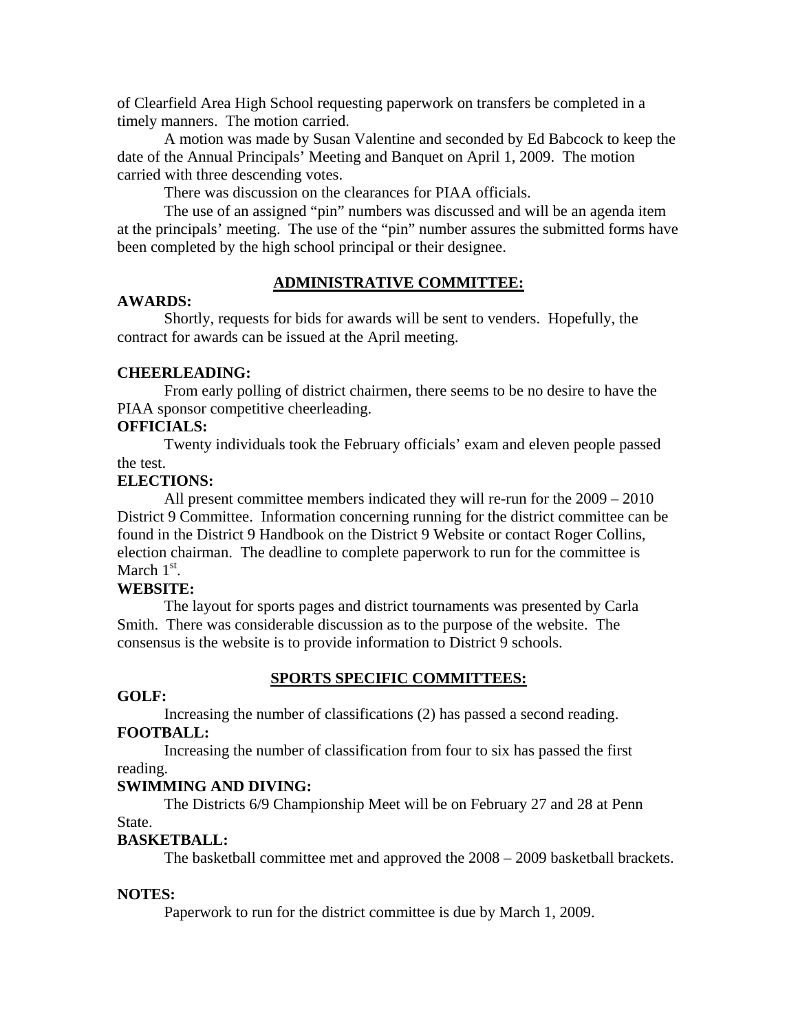of Clearfield Area High School requesting paperwork on transfers be completed in a timely manners. The motion carried.

A motion was made by Susan Valentine and seconded by Ed Babcock to keep the date of the Annual Principals' Meeting and Banquet on April 1, 2009. The motion carried with three descending votes.

There was discussion on the clearances for PIAA officials.

The use of an assigned "pin" numbers was discussed and will be an agenda item at the principals' meeting. The use of the "pin" number assures the submitted forms have been completed by the high school principal or their designee.

## ADMINISTRATIVE COMMITTEE:

**AWARDS:**

Shortly, requests for bids for awards will be sent to venders. Hopefully, the contract for awards can be issued at the April meeting.

**CHEERLEADING:**

From early polling of district chairmen, there seems to be no desire to have the PIAA sponsor competitive cheerleading.

**OFFICIALS:**

Twenty individuals took the February officials' exam and eleven people passed the test.

**ELECTIONS:**

All present committee members indicated they will re-run for the 2009 – 2010 District 9 Committee. Information concerning running for the district committee can be found in the District 9 Handbook on the District 9 Website or contact Roger Collins, election chairman. The deadline to complete paperwork to run for the committee is March 1st.

**WEBSITE:**

The layout for sports pages and district tournaments was presented by Carla Smith. There was considerable discussion as to the purpose of the website. The consensus is the website is to provide information to District 9 schools.

## SPORTS SPECIFIC COMMITTEES:

**GOLF:**

Increasing the number of classifications (2) has passed a second reading.

**FOOTBALL:**

Increasing the number of classification from four to six has passed the first reading.

**SWIMMING AND DIVING:**

The Districts 6/9 Championship Meet will be on February 27 and 28 at Penn State.

**BASKETBALL:**

The basketball committee met and approved the 2008 – 2009 basketball brackets.

**NOTES:**

Paperwork to run for the district committee is due by March 1, 2009.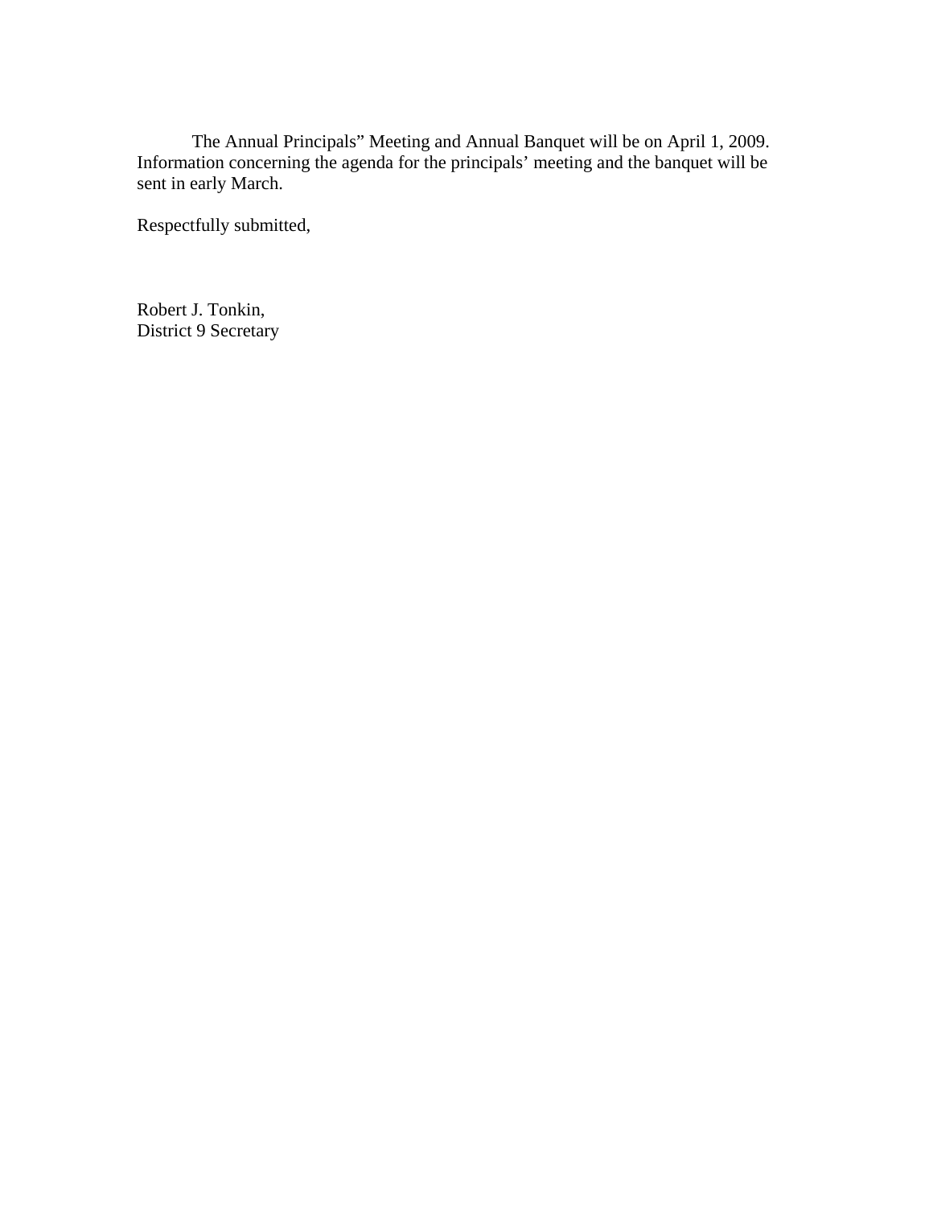The Annual Principals" Meeting and Annual Banquet will be on April 1, 2009. Information concerning the agenda for the principals' meeting and the banquet will be sent in early March.

Respectfully submitted,

Robert J. Tonkin,  
District 9 Secretary